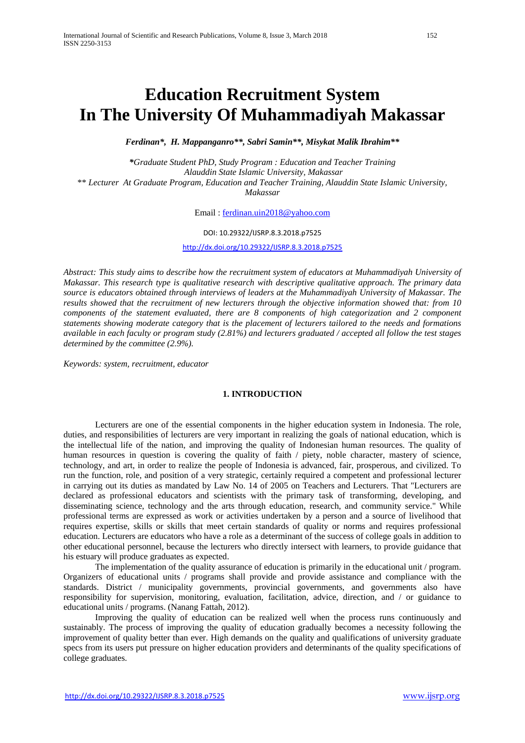# Education Recruitment System In The University Of Muhammadiyah Makassar

***Ferdinan\*, H. Mappanganro\*\*, Sabri Samin\*\*, Misykat Malik Ibrahim\*\****

*\*Graduate Student PhD, Study Program : Education and Teacher Training Alauddin State Islamic University, Makassar*
*\*\* Lecturer At Graduate Program, Education and Teacher Training, Alauddin State Islamic University, Makassar*

Email : ferdinan.uin2018@yahoo.com

DOI: 10.29322/IJSRP.8.3.2018.p7525

http://dx.doi.org/10.29322/IJSRP.8.3.2018.p7525

*Abstract: This study aims to describe how the recruitment system of educators at Muhammadiyah University of Makassar. This research type is qualitative research with descriptive qualitative approach. The primary data source is educators obtained through interviews of leaders at the Muhammadiyah University of Makassar. The results showed that the recruitment of new lecturers through the objective information showed that: from 10 components of the statement evaluated, there are 8 components of high categorization and 2 component statements showing moderate category that is the placement of lecturers tailored to the needs and formations available in each faculty or program study (2.81%) and lecturers graduated / accepted all follow the test stages determined by the committee (2.9%).*

*Keywords: system, recruitment, educator*

## 1. INTRODUCTION

Lecturers are one of the essential components in the higher education system in Indonesia. The role, duties, and responsibilities of lecturers are very important in realizing the goals of national education, which is the intellectual life of the nation, and improving the quality of Indonesian human resources. The quality of human resources in question is covering the quality of faith / piety, noble character, mastery of science, technology, and art, in order to realize the people of Indonesia is advanced, fair, prosperous, and civilized. To run the function, role, and position of a very strategic, certainly required a competent and professional lecturer in carrying out its duties as mandated by Law No. 14 of 2005 on Teachers and Lecturers. That "Lecturers are declared as professional educators and scientists with the primary task of transforming, developing, and disseminating science, technology and the arts through education, research, and community service." While professional terms are expressed as work or activities undertaken by a person and a source of livelihood that requires expertise, skills or skills that meet certain standards of quality or norms and requires professional education. Lecturers are educators who have a role as a determinant of the success of college goals in addition to other educational personnel, because the lecturers who directly intersect with learners, to provide guidance that his estuary will produce graduates as expected.

The implementation of the quality assurance of education is primarily in the educational unit / program. Organizers of educational units / programs shall provide and provide assistance and compliance with the standards. District / municipality governments, provincial governments, and governments also have responsibility for supervision, monitoring, evaluation, facilitation, advice, direction, and / or guidance to educational units / programs. (Nanang Fattah, 2012).

Improving the quality of education can be realized well when the process runs continuously and sustainably. The process of improving the quality of education gradually becomes a necessity following the improvement of quality better than ever. High demands on the quality and qualifications of university graduate specs from its users put pressure on higher education providers and determinants of the quality specifications of college graduates.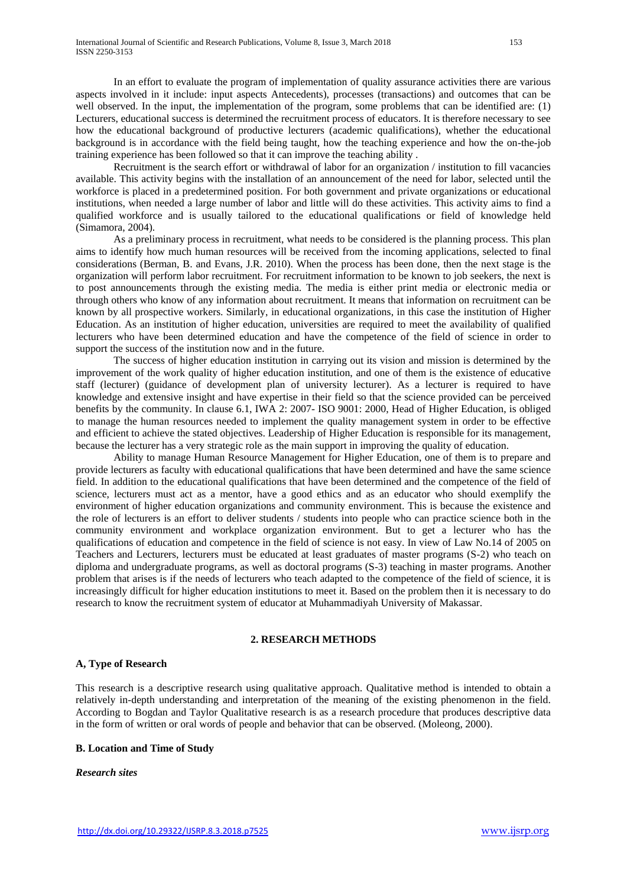In an effort to evaluate the program of implementation of quality assurance activities there are various aspects involved in it include: input aspects Antecedents), processes (transactions) and outcomes that can be well observed. In the input, the implementation of the program, some problems that can be identified are: (1) Lecturers, educational success is determined the recruitment process of educators. It is therefore necessary to see how the educational background of productive lecturers (academic qualifications), whether the educational background is in accordance with the field being taught, how the teaching experience and how the on-the-job training experience has been followed so that it can improve the teaching ability .

Recruitment is the search effort or withdrawal of labor for an organization / institution to fill vacancies available. This activity begins with the installation of an announcement of the need for labor, selected until the workforce is placed in a predetermined position. For both government and private organizations or educational institutions, when needed a large number of labor and little will do these activities. This activity aims to find a qualified workforce and is usually tailored to the educational qualifications or field of knowledge held (Simamora, 2004).

As a preliminary process in recruitment, what needs to be considered is the planning process. This plan aims to identify how much human resources will be received from the incoming applications, selected to final considerations (Berman, B. and Evans, J.R. 2010). When the process has been done, then the next stage is the organization will perform labor recruitment. For recruitment information to be known to job seekers, the next is to post announcements through the existing media. The media is either print media or electronic media or through others who know of any information about recruitment. It means that information on recruitment can be known by all prospective workers. Similarly, in educational organizations, in this case the institution of Higher Education. As an institution of higher education, universities are required to meet the availability of qualified lecturers who have been determined education and have the competence of the field of science in order to support the success of the institution now and in the future.

The success of higher education institution in carrying out its vision and mission is determined by the improvement of the work quality of higher education institution, and one of them is the existence of educative staff (lecturer) (guidance of development plan of university lecturer). As a lecturer is required to have knowledge and extensive insight and have expertise in their field so that the science provided can be perceived benefits by the community. In clause 6.1, IWA 2: 2007- ISO 9001: 2000, Head of Higher Education, is obliged to manage the human resources needed to implement the quality management system in order to be effective and efficient to achieve the stated objectives. Leadership of Higher Education is responsible for its management, because the lecturer has a very strategic role as the main support in improving the quality of education.

Ability to manage Human Resource Management for Higher Education, one of them is to prepare and provide lecturers as faculty with educational qualifications that have been determined and have the same science field. In addition to the educational qualifications that have been determined and the competence of the field of science, lecturers must act as a mentor, have a good ethics and as an educator who should exemplify the environment of higher education organizations and community environment. This is because the existence and the role of lecturers is an effort to deliver students / students into people who can practice science both in the community environment and workplace organization environment. But to get a lecturer who has the qualifications of education and competence in the field of science is not easy. In view of Law No.14 of 2005 on Teachers and Lecturers, lecturers must be educated at least graduates of master programs (S-2) who teach on diploma and undergraduate programs, as well as doctoral programs (S-3) teaching in master programs. Another problem that arises is if the needs of lecturers who teach adapted to the competence of the field of science, it is increasingly difficult for higher education institutions to meet it. Based on the problem then it is necessary to do research to know the recruitment system of educator at Muhammadiyah University of Makassar.

## 2. RESEARCH METHODS

### A, Type of Research

This research is a descriptive research using qualitative approach. Qualitative method is intended to obtain a relatively in-depth understanding and interpretation of the meaning of the existing phenomenon in the field. According to Bogdan and Taylor Qualitative research is as a research procedure that produces descriptive data in the form of written or oral words of people and behavior that can be observed. (Moleong, 2000).

### B. Location and Time of Study

***Research sites***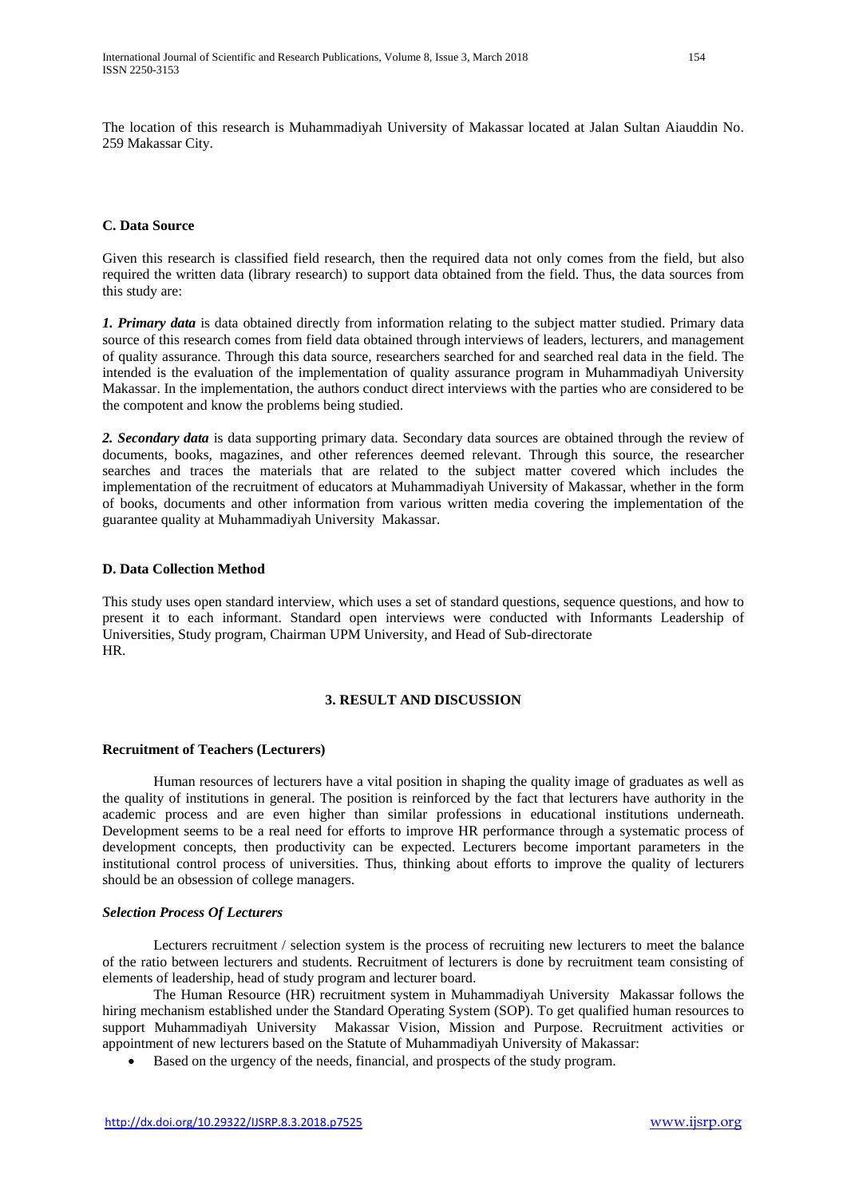The location of this research is Muhammadiyah University of Makassar located at Jalan Sultan Aiauddin No. 259 Makassar City.

### C. Data Source

Given this research is classified field research, then the required data not only comes from the field, but also required the written data (library research) to support data obtained from the field. Thus, the data sources from this study are:

***1. Primary data*** is data obtained directly from information relating to the subject matter studied. Primary data source of this research comes from field data obtained through interviews of leaders, lecturers, and management of quality assurance. Through this data source, researchers searched for and searched real data in the field. The intended is the evaluation of the implementation of quality assurance program in Muhammadiyah University Makassar. In the implementation, the authors conduct direct interviews with the parties who are considered to be the compotent and know the problems being studied.

***2. Secondary data*** is data supporting primary data. Secondary data sources are obtained through the review of documents, books, magazines, and other references deemed relevant. Through this source, the researcher searches and traces the materials that are related to the subject matter covered which includes the implementation of the recruitment of educators at Muhammadiyah University of Makassar, whether in the form of books, documents and other information from various written media covering the implementation of the guarantee quality at Muhammadiyah University Makassar.

### D. Data Collection Method

This study uses open standard interview, which uses a set of standard questions, sequence questions, and how to present it to each informant. Standard open interviews were conducted with Informants Leadership of Universities, Study program, Chairman UPM University, and Head of Sub-directorate HR.

## 3. RESULT AND DISCUSSION

### Recruitment of Teachers (Lecturers)

Human resources of lecturers have a vital position in shaping the quality image of graduates as well as the quality of institutions in general. The position is reinforced by the fact that lecturers have authority in the academic process and are even higher than similar professions in educational institutions underneath. Development seems to be a real need for efforts to improve HR performance through a systematic process of development concepts, then productivity can be expected. Lecturers become important parameters in the institutional control process of universities. Thus, thinking about efforts to improve the quality of lecturers should be an obsession of college managers.

#### *Selection Process Of Lecturers*

Lecturers recruitment / selection system is the process of recruiting new lecturers to meet the balance of the ratio between lecturers and students. Recruitment of lecturers is done by recruitment team consisting of elements of leadership, head of study program and lecturer board.

The Human Resource (HR) recruitment system in Muhammadiyah University Makassar follows the hiring mechanism established under the Standard Operating System (SOP). To get qualified human resources to support Muhammadiyah University Makassar Vision, Mission and Purpose. Recruitment activities or appointment of new lecturers based on the Statute of Muhammadiyah University of Makassar:

- Based on the urgency of the needs, financial, and prospects of the study program.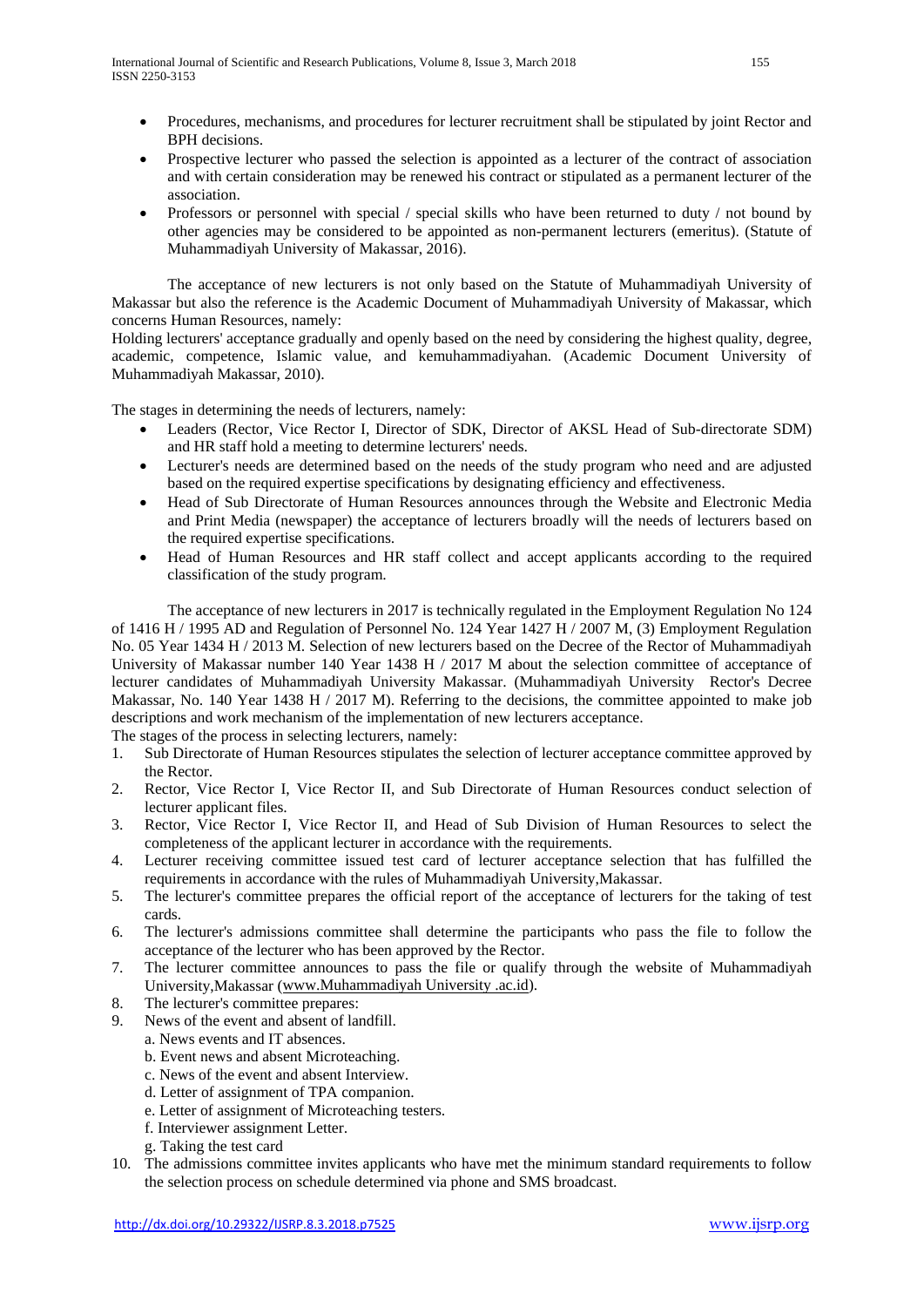- Procedures, mechanisms, and procedures for lecturer recruitment shall be stipulated by joint Rector and BPH decisions.
- Prospective lecturer who passed the selection is appointed as a lecturer of the contract of association and with certain consideration may be renewed his contract or stipulated as a permanent lecturer of the association.
- Professors or personnel with special / special skills who have been returned to duty / not bound by other agencies may be considered to be appointed as non-permanent lecturers (emeritus). (Statute of Muhammadiyah University of Makassar, 2016).

The acceptance of new lecturers is not only based on the Statute of Muhammadiyah University of Makassar but also the reference is the Academic Document of Muhammadiyah University of Makassar, which concerns Human Resources, namely:

Holding lecturers' acceptance gradually and openly based on the need by considering the highest quality, degree, academic, competence, Islamic value, and kemuhammadiyahan. (Academic Document University of Muhammadiyah Makassar, 2010).

The stages in determining the needs of lecturers, namely:

- Leaders (Rector, Vice Rector I, Director of SDK, Director of AKSL Head of Sub-directorate SDM) and HR staff hold a meeting to determine lecturers' needs.
- Lecturer's needs are determined based on the needs of the study program who need and are adjusted based on the required expertise specifications by designating efficiency and effectiveness.
- Head of Sub Directorate of Human Resources announces through the Website and Electronic Media and Print Media (newspaper) the acceptance of lecturers broadly will the needs of lecturers based on the required expertise specifications.
- Head of Human Resources and HR staff collect and accept applicants according to the required classification of the study program.

The acceptance of new lecturers in 2017 is technically regulated in the Employment Regulation No 124 of 1416 H / 1995 AD and Regulation of Personnel No. 124 Year 1427 H / 2007 M, (3) Employment Regulation No. 05 Year 1434 H / 2013 M. Selection of new lecturers based on the Decree of the Rector of Muhammadiyah University of Makassar number 140 Year 1438 H / 2017 M about the selection committee of acceptance of lecturer candidates of Muhammadiyah University Makassar. (Muhammadiyah University Rector's Decree Makassar, No. 140 Year 1438 H / 2017 M). Referring to the decisions, the committee appointed to make job descriptions and work mechanism of the implementation of new lecturers acceptance.

The stages of the process in selecting lecturers, namely:

1. Sub Directorate of Human Resources stipulates the selection of lecturer acceptance committee approved by the Rector.
2. Rector, Vice Rector I, Vice Rector II, and Sub Directorate of Human Resources conduct selection of lecturer applicant files.
3. Rector, Vice Rector I, Vice Rector II, and Head of Sub Division of Human Resources to select the completeness of the applicant lecturer in accordance with the requirements.
4. Lecturer receiving committee issued test card of lecturer acceptance selection that has fulfilled the requirements in accordance with the rules of Muhammadiyah University,Makassar.
5. The lecturer's committee prepares the official report of the acceptance of lecturers for the taking of test cards.
6. The lecturer's admissions committee shall determine the participants who pass the file to follow the acceptance of the lecturer who has been approved by the Rector.
7. The lecturer committee announces to pass the file or qualify through the website of Muhammadiyah University,Makassar (www.Muhammadiyah University .ac.id).
8. The lecturer's committee prepares:
9. News of the event and absent of landfill.
   a. News events and IT absences.
   b. Event news and absent Microteaching.
   c. News of the event and absent Interview.
   d. Letter of assignment of TPA companion.
   e. Letter of assignment of Microteaching testers.
   f. Interviewer assignment Letter.
   g. Taking the test card
10. The admissions committee invites applicants who have met the minimum standard requirements to follow the selection process on schedule determined via phone and SMS broadcast.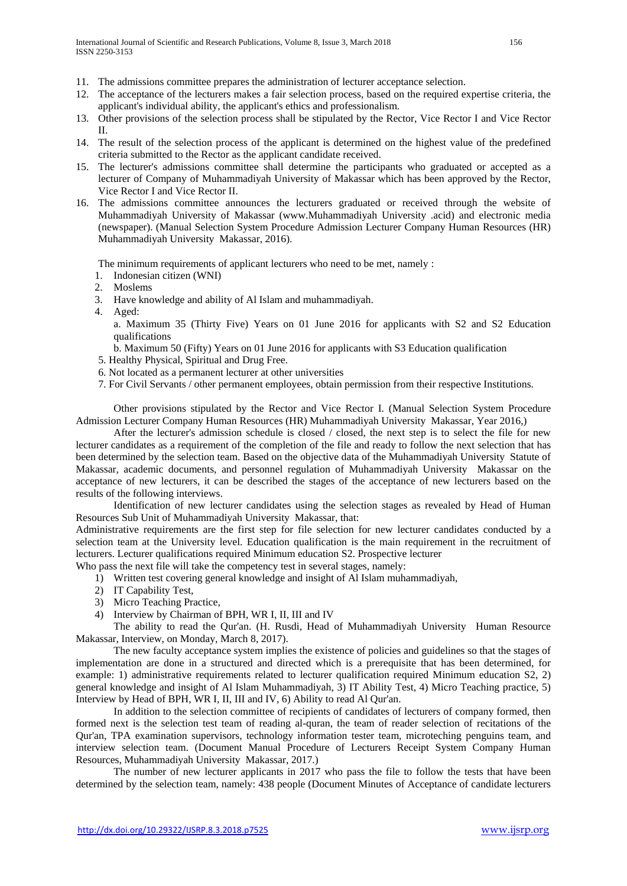11. The admissions committee prepares the administration of lecturer acceptance selection.
12. The acceptance of the lecturers makes a fair selection process, based on the required expertise criteria, the applicant's individual ability, the applicant's ethics and professionalism.
13. Other provisions of the selection process shall be stipulated by the Rector, Vice Rector I and Vice Rector II.
14. The result of the selection process of the applicant is determined on the highest value of the predefined criteria submitted to the Rector as the applicant candidate received.
15. The lecturer's admissions committee shall determine the participants who graduated or accepted as a lecturer of Company of Muhammadiyah University of Makassar which has been approved by the Rector, Vice Rector I and Vice Rector II.
16. The admissions committee announces the lecturers graduated or received through the website of Muhammadiyah University of Makassar (www.Muhammadiyah University .acid) and electronic media (newspaper). (Manual Selection System Procedure Admission Lecturer Company Human Resources (HR) Muhammadiyah University Makassar, 2016).

The minimum requirements of applicant lecturers who need to be met, namely :

1. Indonesian citizen (WNI)
2. Moslems
3. Have knowledge and ability of Al Islam and muhammadiyah.
4. Aged:
   a. Maximum 35 (Thirty Five) Years on 01 June 2016 for applicants with S2 and S2 Education qualifications
   b. Maximum 50 (Fifty) Years on 01 June 2016 for applicants with S3 Education qualification
5. Healthy Physical, Spiritual and Drug Free.
6. Not located as a permanent lecturer at other universities
7. For Civil Servants / other permanent employees, obtain permission from their respective Institutions.

Other provisions stipulated by the Rector and Vice Rector I. (Manual Selection System Procedure Admission Lecturer Company Human Resources (HR) Muhammadiyah University Makassar, Year 2016,)

After the lecturer's admission schedule is closed / closed, the next step is to select the file for new lecturer candidates as a requirement of the completion of the file and ready to follow the next selection that has been determined by the selection team. Based on the objective data of the Muhammadiyah University Statute of Makassar, academic documents, and personnel regulation of Muhammadiyah University Makassar on the acceptance of new lecturers, it can be described the stages of the acceptance of new lecturers based on the results of the following interviews.

Identification of new lecturer candidates using the selection stages as revealed by Head of Human Resources Sub Unit of Muhammadiyah University Makassar, that:

Administrative requirements are the first step for file selection for new lecturer candidates conducted by a selection team at the University level. Education qualification is the main requirement in the recruitment of lecturers. Lecturer qualifications required Minimum education S2. Prospective lecturer

Who pass the next file will take the competency test in several stages, namely:

1) Written test covering general knowledge and insight of Al Islam muhammadiyah,
2) IT Capability Test,
3) Micro Teaching Practice,
4) Interview by Chairman of BPH, WR I, II, III and IV

The ability to read the Qur'an. (H. Rusdi, Head of Muhammadiyah University Human Resource Makassar, Interview, on Monday, March 8, 2017).

The new faculty acceptance system implies the existence of policies and guidelines so that the stages of implementation are done in a structured and directed which is a prerequisite that has been determined, for example: 1) administrative requirements related to lecturer qualification required Minimum education S2, 2) general knowledge and insight of Al Islam Muhammadiyah, 3) IT Ability Test, 4) Micro Teaching practice, 5) Interview by Head of BPH, WR I, II, III and IV, 6) Ability to read Al Qur'an.

In addition to the selection committee of recipients of candidates of lecturers of company formed, then formed next is the selection test team of reading al-quran, the team of reader selection of recitations of the Qur'an, TPA examination supervisors, technology information tester team, microteching penguins team, and interview selection team. (Document Manual Procedure of Lecturers Receipt System Company Human Resources, Muhammadiyah University Makassar, 2017.)

The number of new lecturer applicants in 2017 who pass the file to follow the tests that have been determined by the selection team, namely: 438 people (Document Minutes of Acceptance of candidate lecturers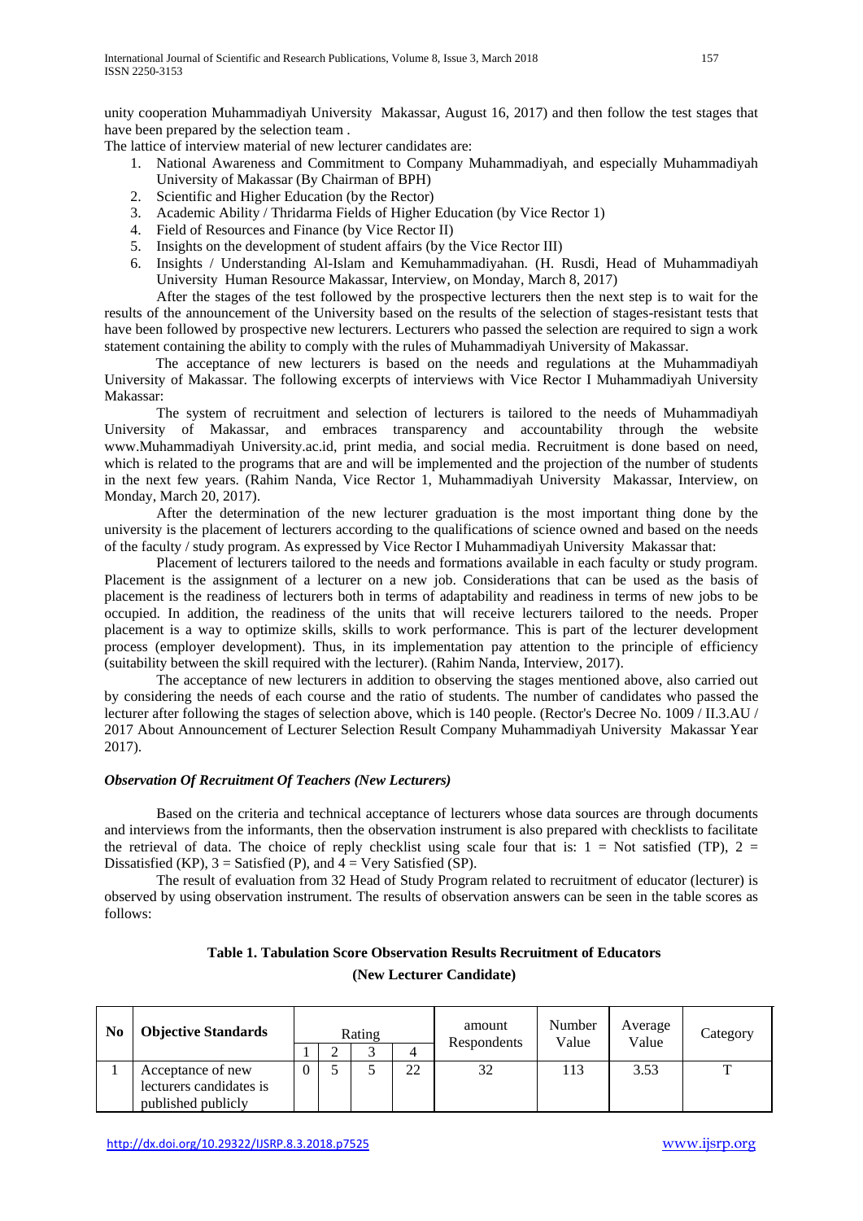unity cooperation Muhammadiyah University Makassar, August 16, 2017) and then follow the test stages that have been prepared by the selection team .

The lattice of interview material of new lecturer candidates are:

1. National Awareness and Commitment to Company Muhammadiyah, and especially Muhammadiyah University of Makassar (By Chairman of BPH)
2. Scientific and Higher Education (by the Rector)
3. Academic Ability / Thridarma Fields of Higher Education (by Vice Rector 1)
4. Field of Resources and Finance (by Vice Rector II)
5. Insights on the development of student affairs (by the Vice Rector III)
6. Insights / Understanding Al-Islam and Kemuhammadiyahan. (H. Rusdi, Head of Muhammadiyah University Human Resource Makassar, Interview, on Monday, March 8, 2017)

After the stages of the test followed by the prospective lecturers then the next step is to wait for the results of the announcement of the University based on the results of the selection of stages-resistant tests that have been followed by prospective new lecturers. Lecturers who passed the selection are required to sign a work statement containing the ability to comply with the rules of Muhammadiyah University of Makassar.

The acceptance of new lecturers is based on the needs and regulations at the Muhammadiyah University of Makassar. The following excerpts of interviews with Vice Rector I Muhammadiyah University Makassar:

The system of recruitment and selection of lecturers is tailored to the needs of Muhammadiyah University of Makassar, and embraces transparency and accountability through the website www.Muhammadiyah University.ac.id, print media, and social media. Recruitment is done based on need, which is related to the programs that are and will be implemented and the projection of the number of students in the next few years. (Rahim Nanda, Vice Rector 1, Muhammadiyah University Makassar, Interview, on Monday, March 20, 2017).

After the determination of the new lecturer graduation is the most important thing done by the university is the placement of lecturers according to the qualifications of science owned and based on the needs of the faculty / study program. As expressed by Vice Rector I Muhammadiyah University Makassar that:

Placement of lecturers tailored to the needs and formations available in each faculty or study program. Placement is the assignment of a lecturer on a new job. Considerations that can be used as the basis of placement is the readiness of lecturers both in terms of adaptability and readiness in terms of new jobs to be occupied. In addition, the readiness of the units that will receive lecturers tailored to the needs. Proper placement is a way to optimize skills, skills to work performance. This is part of the lecturer development process (employer development). Thus, in its implementation pay attention to the principle of efficiency (suitability between the skill required with the lecturer). (Rahim Nanda, Interview, 2017).

The acceptance of new lecturers in addition to observing the stages mentioned above, also carried out by considering the needs of each course and the ratio of students. The number of candidates who passed the lecturer after following the stages of selection above, which is 140 people. (Rector's Decree No. 1009 / II.3.AU / 2017 About Announcement of Lecturer Selection Result Company Muhammadiyah University Makassar Year 2017).

### *Observation Of Recruitment Of Teachers (New Lecturers)*

Based on the criteria and technical acceptance of lecturers whose data sources are through documents and interviews from the informants, then the observation instrument is also prepared with checklists to facilitate the retrieval of data. The choice of reply checklist using scale four that is: 1 = Not satisfied (TP), 2 = Dissatisfied (KP), 3 = Satisfied (P), and 4 = Very Satisfied (SP).

The result of evaluation from 32 Head of Study Program related to recruitment of educator (lecturer) is observed by using observation instrument. The results of observation answers can be seen in the table scores as follows:

**Table 1. Tabulation Score Observation Results Recruitment of Educators**

**(New Lecturer Candidate)**

| No | Objective Standards | Rating | | | | amount Respondents | Number Value | Average Value | Category |
|---|---|---|---|---|---|---|---|---|---|
| | | 1 | 2 | 3 | 4 | | | | |
| 1 | Acceptance of new lecturers candidates is published publicly | 0 | 5 | 5 | 22 | 32 | 113 | 3.53 | T |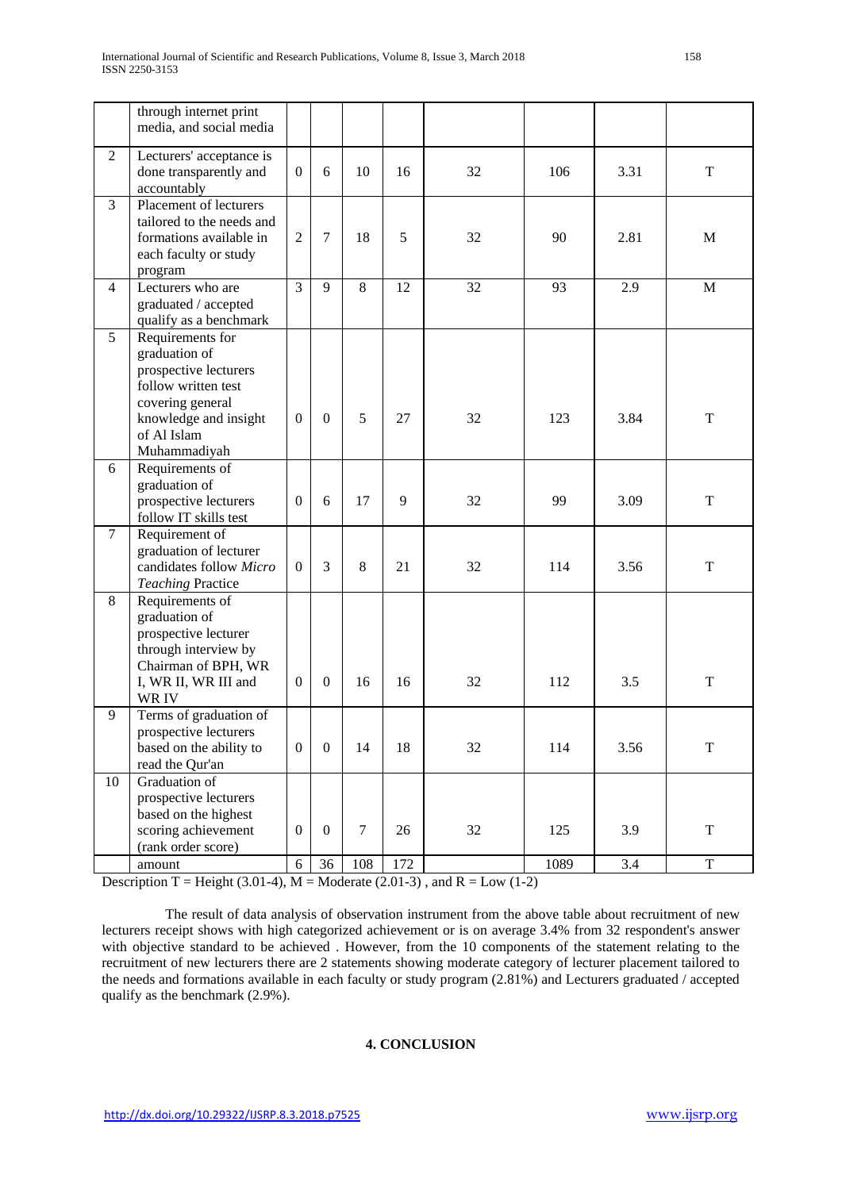|  | through internet print media, and social media |  |  |  |  |  |  |  |  |
|---|---|---|---|---|---|---|---|---|---|
| 2 | Lecturers' acceptance is done transparently and accountably | 0 | 6 | 10 | 16 | 32 | 106 | 3.31 | T |
| 3 | Placement of lecturers tailored to the needs and formations available in each faculty or study program | 2 | 7 | 18 | 5 | 32 | 90 | 2.81 | M |
| 4 | Lecturers who are graduated / accepted qualify as a benchmark | 3 | 9 | 8 | 12 | 32 | 93 | 2.9 | M |
| 5 | Requirements for graduation of prospective lecturers follow written test covering general knowledge and insight of Al Islam Muhammadiyah | 0 | 0 | 5 | 27 | 32 | 123 | 3.84 | T |
| 6 | Requirements of graduation of prospective lecturers follow IT skills test | 0 | 6 | 17 | 9 | 32 | 99 | 3.09 | T |
| 7 | Requirement of graduation of lecturer candidates follow *Micro Teaching* Practice | 0 | 3 | 8 | 21 | 32 | 114 | 3.56 | T |
| 8 | Requirements of graduation of prospective lecturer through interview by Chairman of BPH, WR I, WR II, WR III and WR IV | 0 | 0 | 16 | 16 | 32 | 112 | 3.5 | T |
| 9 | Terms of graduation of prospective lecturers based on the ability to read the Qur'an | 0 | 0 | 14 | 18 | 32 | 114 | 3.56 | T |
| 10 | Graduation of prospective lecturers based on the highest scoring achievement (rank order score) | 0 | 0 | 7 | 26 | 32 | 125 | 3.9 | T |
|  | amount | 6 | 36 | 108 | 172 |  | 1089 | 3.4 | T |

Description T = Height (3.01-4), M = Moderate (2.01-3) , and R = Low (1-2)

The result of data analysis of observation instrument from the above table about recruitment of new lecturers receipt shows with high categorized achievement or is on average 3.4% from 32 respondent's answer with objective standard to be achieved . However, from the 10 components of the statement relating to the recruitment of new lecturers there are 2 statements showing moderate category of lecturer placement tailored to the needs and formations available in each faculty or study program (2.81%) and Lecturers graduated / accepted qualify as the benchmark (2.9%).

## 4. CONCLUSION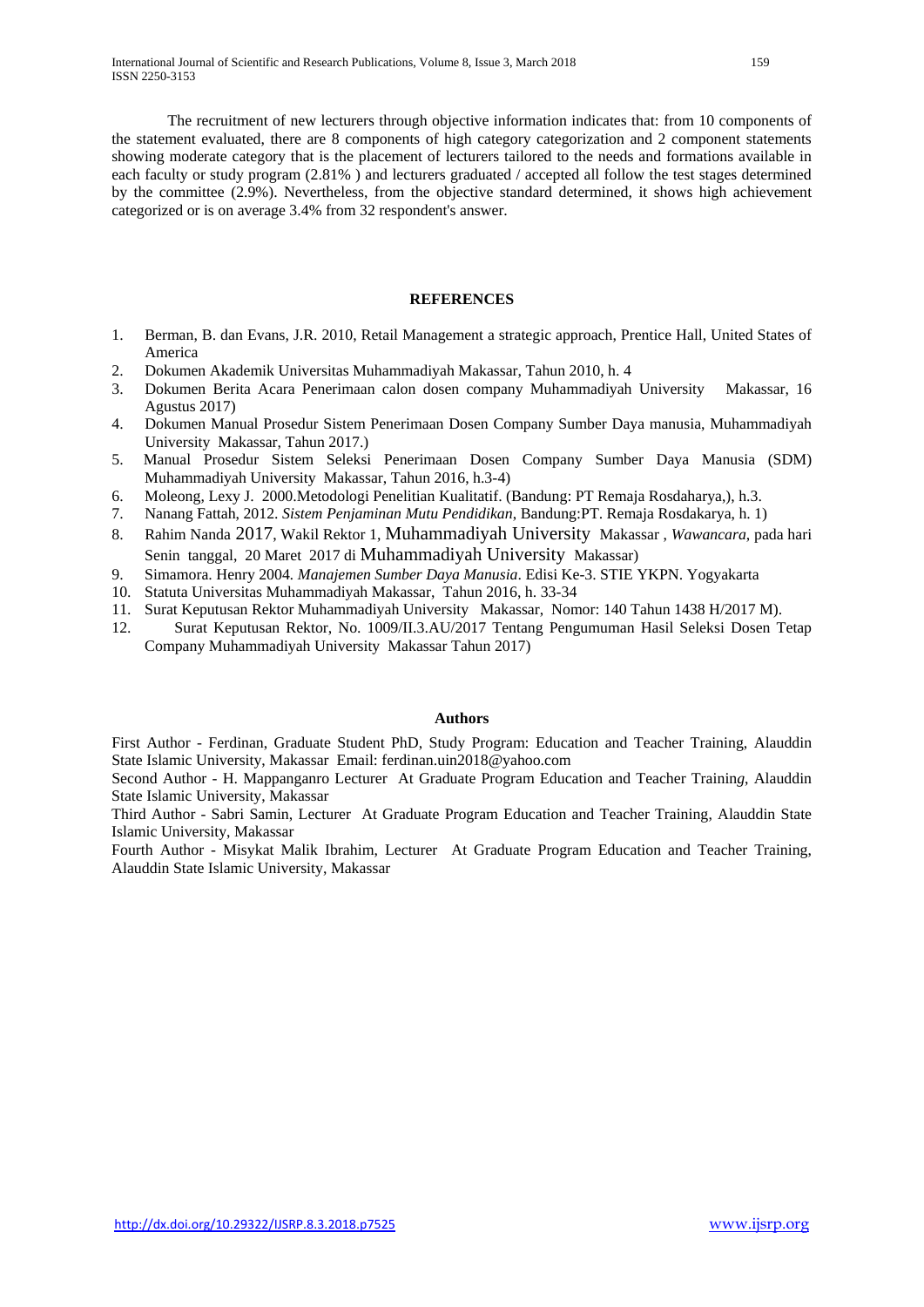The recruitment of new lecturers through objective information indicates that: from 10 components of the statement evaluated, there are 8 components of high category categorization and 2 component statements showing moderate category that is the placement of lecturers tailored to the needs and formations available in each faculty or study program (2.81% ) and lecturers graduated / accepted all follow the test stages determined by the committee (2.9%). Nevertheless, from the objective standard determined, it shows high achievement categorized or is on average 3.4% from 32 respondent's answer.

## REFERENCES

1. Berman, B. dan Evans, J.R. 2010, Retail Management a strategic approach, Prentice Hall, United States of America
2. Dokumen Akademik Universitas Muhammadiyah Makassar, Tahun 2010, h. 4
3. Dokumen Berita Acara Penerimaan calon dosen company Muhammadiyah University Makassar, 16 Agustus 2017)
4. Dokumen Manual Prosedur Sistem Penerimaan Dosen Company Sumber Daya manusia, Muhammadiyah University Makassar, Tahun 2017.)
5. Manual Prosedur Sistem Seleksi Penerimaan Dosen Company Sumber Daya Manusia (SDM) Muhammadiyah University Makassar, Tahun 2016, h.3-4)
6. Moleong, Lexy J. 2000.Metodologi Penelitian Kualitatif. (Bandung: PT Remaja Rosdaharya,), h.3.
7. Nanang Fattah, 2012. *Sistem Penjaminan Mutu Pendidikan*, Bandung:PT. Remaja Rosdakarya, h. 1)
8. Rahim Nanda 2017, Wakil Rektor 1, Muhammadiyah University Makassar , *Wawancara*, pada hari Senin tanggal, 20 Maret 2017 di Muhammadiyah University Makassar)
9. Simamora. Henry 2004. *Manajemen Sumber Daya Manusia*. Edisi Ke-3. STIE YKPN. Yogyakarta
10. Statuta Universitas Muhammadiyah Makassar, Tahun 2016, h. 33-34
11. Surat Keputusan Rektor Muhammadiyah University Makassar, Nomor: 140 Tahun 1438 H/2017 M).
12. Surat Keputusan Rektor, No. 1009/II.3.AU/2017 Tentang Pengumuman Hasil Seleksi Dosen Tetap Company Muhammadiyah University Makassar Tahun 2017)

## Authors

First Author - Ferdinan, Graduate Student PhD, Study Program: Education and Teacher Training, Alauddin State Islamic University, Makassar Email: ferdinan.uin2018@yahoo.com

Second Author - H. Mappanganro Lecturer At Graduate Program Education and Teacher Training, Alauddin State Islamic University, Makassar

Third Author - Sabri Samin, Lecturer At Graduate Program Education and Teacher Training, Alauddin State Islamic University, Makassar

Fourth Author - Misykat Malik Ibrahim, Lecturer At Graduate Program Education and Teacher Training, Alauddin State Islamic University, Makassar